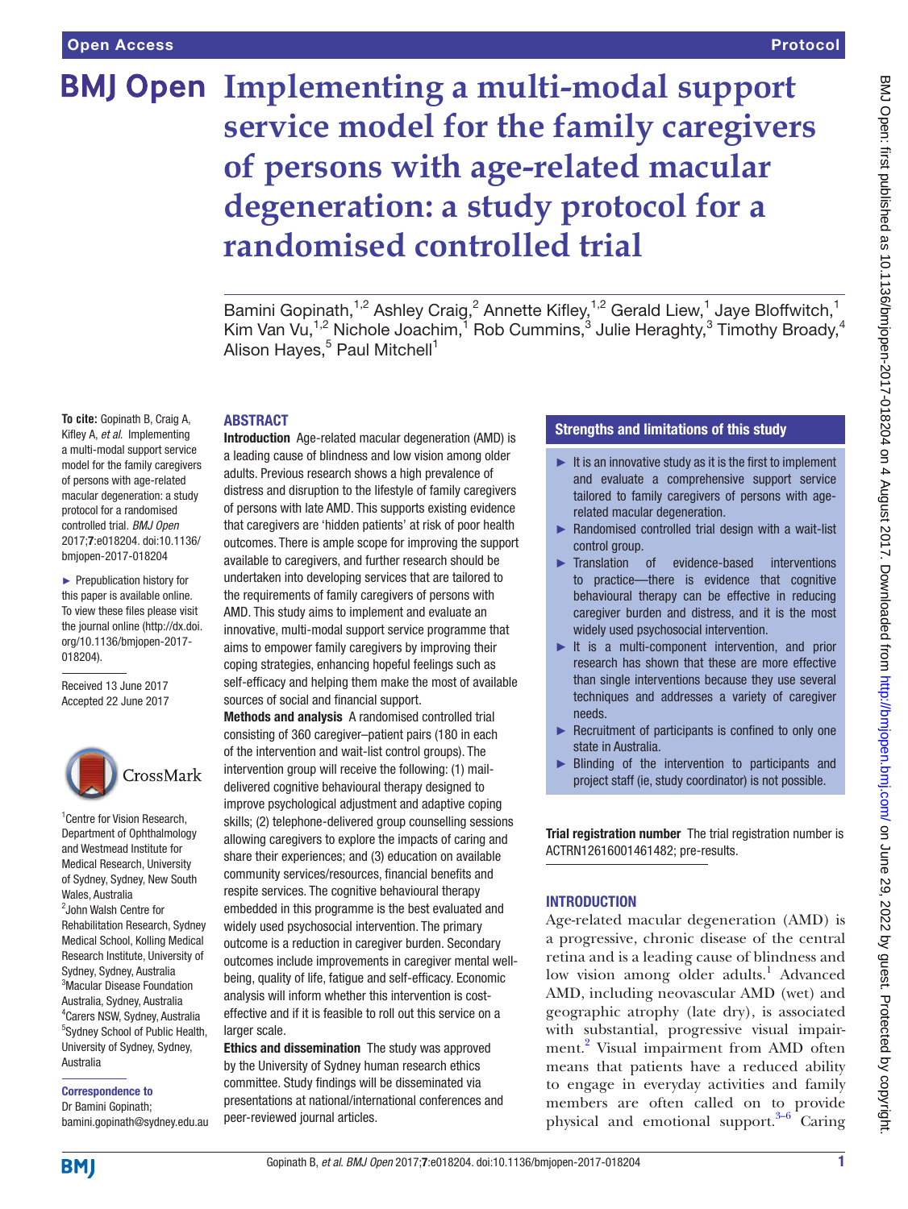# Implementing a multi-modal support service model for the family caregivers of persons with age-related macular degeneration: a study protocol for a randomised controlled trial

Bamini Gopinath,[1,2] Ashley Craig,[2] Annette Kifley,[1,2] Gerald Liew,[1] Jaye Bloffwitch,[1] Kim Van Vu,[1,2] Nichole Joachim,[1] Rob Cummins,[3] Julie Heraghty,[3] Timothy Broady,[4] Alison Hayes,[5] Paul Mitchell[1]

**To cite:** Gopinath B, Craig A, Kifley A, *et al*. Implementing a multi-modal support service model for the family caregivers of persons with age-related macular degeneration: a study protocol for a randomised controlled trial. *BMJ Open* 2017;**7**:e018204. doi:10.1136/bmjopen-2017-018204

► Prepublication history for this paper is available online. To view these files please visit the journal online (http://dx.doi.org/10.1136/bmjopen-2017-018204).

Received 13 June 2017
Accepted 22 June 2017

[1]Centre for Vision Research, Department of Ophthalmology and Westmead Institute for Medical Research, University of Sydney, Sydney, New South Wales, Australia
[2]John Walsh Centre for Rehabilitation Research, Sydney Medical School, Kolling Medical Research Institute, University of Sydney, Sydney, Australia
[3]Macular Disease Foundation Australia, Sydney, Australia
[4]Carers NSW, Sydney, Australia
[5]Sydney School of Public Health, University of Sydney, Sydney, Australia

**Correspondence to**
Dr Bamini Gopinath;
bamini.gopinath@sydney.edu.au

## ABSTRACT

**Introduction** Age-related macular degeneration (AMD) is a leading cause of blindness and low vision among older adults. Previous research shows a high prevalence of distress and disruption to the lifestyle of family caregivers of persons with late AMD. This supports existing evidence that caregivers are 'hidden patients' at risk of poor health outcomes. There is ample scope for improving the support available to caregivers, and further research should be undertaken into developing services that are tailored to the requirements of family caregivers of persons with AMD. This study aims to implement and evaluate an innovative, multi-modal support service programme that aims to empower family caregivers by improving their coping strategies, enhancing hopeful feelings such as self-efficacy and helping them make the most of available sources of social and financial support.

**Methods and analysis** A randomised controlled trial consisting of 360 caregiver–patient pairs (180 in each of the intervention and wait-list control groups). The intervention group will receive the following: (1) mail-delivered cognitive behavioural therapy designed to improve psychological adjustment and adaptive coping skills; (2) telephone-delivered group counselling sessions allowing caregivers to explore the impacts of caring and share their experiences; and (3) education on available community services/resources, financial benefits and respite services. The cognitive behavioural therapy embedded in this programme is the best evaluated and widely used psychosocial intervention. The primary outcome is a reduction in caregiver burden. Secondary outcomes include improvements in caregiver mental well-being, quality of life, fatigue and self-efficacy. Economic analysis will inform whether this intervention is cost-effective and if it is feasible to roll out this service on a larger scale.

**Ethics and dissemination** The study was approved by the University of Sydney human research ethics committee. Study findings will be disseminated via presentations at national/international conferences and peer-reviewed journal articles.

## Strengths and limitations of this study

- ► It is an innovative study as it is the first to implement and evaluate a comprehensive support service tailored to family caregivers of persons with age-related macular degeneration.
- ► Randomised controlled trial design with a wait-list control group.
- ► Translation of evidence-based interventions to practice—there is evidence that cognitive behavioural therapy can be effective in reducing caregiver burden and distress, and it is the most widely used psychosocial intervention.
- ► It is a multi-component intervention, and prior research has shown that these are more effective than single interventions because they use several techniques and addresses a variety of caregiver needs.
- ► Recruitment of participants is confined to only one state in Australia.
- ► Blinding of the intervention to participants and project staff (ie, study coordinator) is not possible.

**Trial registration number** The trial registration number is ACTRN12616001461482; pre-results.

## INTRODUCTION

Age-related macular degeneration (AMD) is a progressive, chronic disease of the central retina and is a leading cause of blindness and low vision among older adults.[1] Advanced AMD, including neovascular AMD (wet) and geographic atrophy (late dry), is associated with substantial, progressive visual impairment.[2] Visual impairment from AMD often means that patients have a reduced ability to engage in everyday activities and family members are often called on to provide physical and emotional support.[3–6] Caring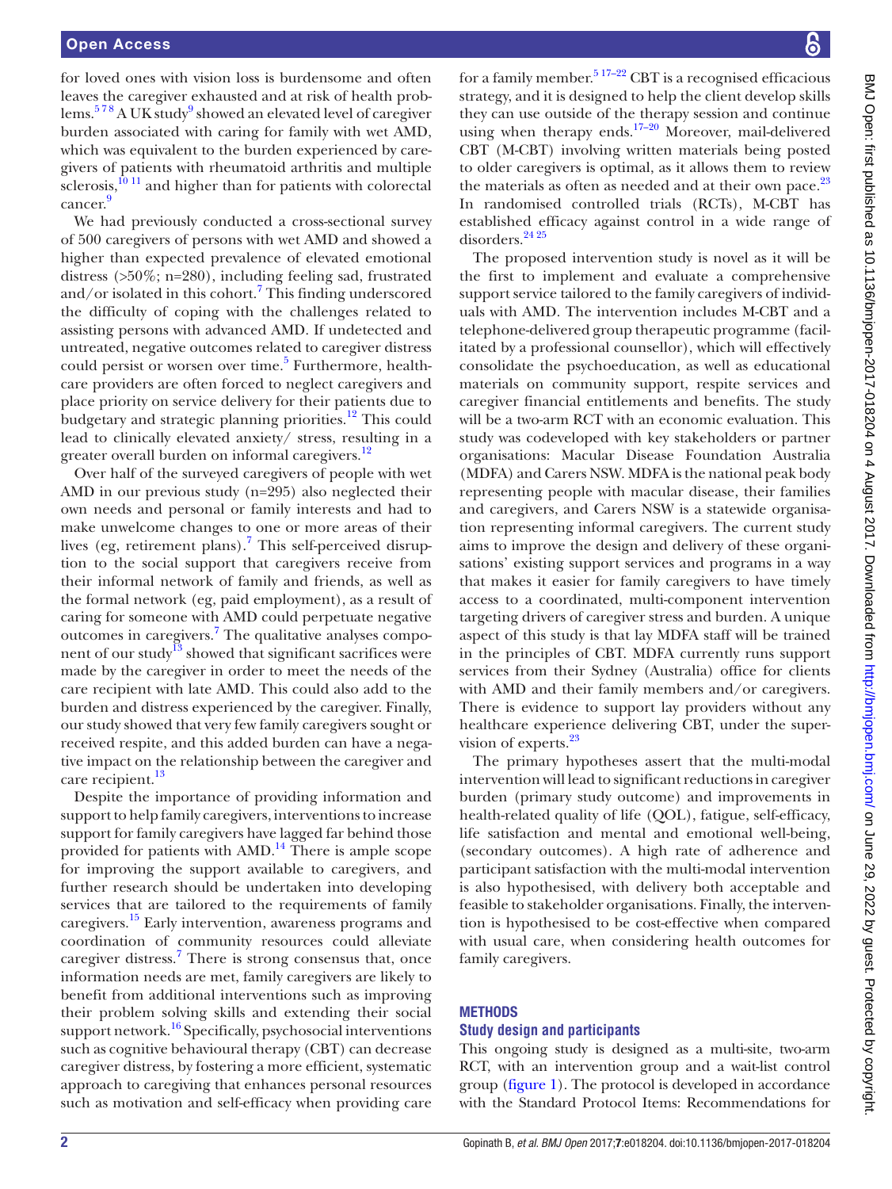for loved ones with vision loss is burdensome and often leaves the caregiver exhausted and at risk of health problems.[5 7 8] A UK study[9] showed an elevated level of caregiver burden associated with caring for family with wet AMD, which was equivalent to the burden experienced by caregivers of patients with rheumatoid arthritis and multiple sclerosis,[10 11] and higher than for patients with colorectal cancer.[9]

We had previously conducted a cross-sectional survey of 500 caregivers of persons with wet AMD and showed a higher than expected prevalence of elevated emotional distress (>50%; n=280), including feeling sad, frustrated and/or isolated in this cohort.[7] This finding underscored the difficulty of coping with the challenges related to assisting persons with advanced AMD. If undetected and untreated, negative outcomes related to caregiver distress could persist or worsen over time.[5] Furthermore, healthcare providers are often forced to neglect caregivers and place priority on service delivery for their patients due to budgetary and strategic planning priorities.[12] This could lead to clinically elevated anxiety/ stress, resulting in a greater overall burden on informal caregivers.[12]

Over half of the surveyed caregivers of people with wet AMD in our previous study (n=295) also neglected their own needs and personal or family interests and had to make unwelcome changes to one or more areas of their lives (eg, retirement plans).[7] This self-perceived disruption to the social support that caregivers receive from their informal network of family and friends, as well as the formal network (eg, paid employment), as a result of caring for someone with AMD could perpetuate negative outcomes in caregivers.[7] The qualitative analyses component of our study[13] showed that significant sacrifices were made by the caregiver in order to meet the needs of the care recipient with late AMD. This could also add to the burden and distress experienced by the caregiver. Finally, our study showed that very few family caregivers sought or received respite, and this added burden can have a negative impact on the relationship between the caregiver and care recipient.[13]

Despite the importance of providing information and support to help family caregivers, interventions to increase support for family caregivers have lagged far behind those provided for patients with AMD.[14] There is ample scope for improving the support available to caregivers, and further research should be undertaken into developing services that are tailored to the requirements of family caregivers.[15] Early intervention, awareness programs and coordination of community resources could alleviate caregiver distress.[7] There is strong consensus that, once information needs are met, family caregivers are likely to benefit from additional interventions such as improving their problem solving skills and extending their social support network.[16] Specifically, psychosocial interventions such as cognitive behavioural therapy (CBT) can decrease caregiver distress, by fostering a more efficient, systematic approach to caregiving that enhances personal resources such as motivation and self-efficacy when providing care for a family member.[5 17–22] CBT is a recognised efficacious strategy, and it is designed to help the client develop skills they can use outside of the therapy session and continue using when therapy ends.[17–20] Moreover, mail-delivered CBT (M-CBT) involving written materials being posted to older caregivers is optimal, as it allows them to review the materials as often as needed and at their own pace.[23] In randomised controlled trials (RCTs), M-CBT has established efficacy against control in a wide range of disorders.[24 25]

The proposed intervention study is novel as it will be the first to implement and evaluate a comprehensive support service tailored to the family caregivers of individuals with AMD. The intervention includes M-CBT and a telephone-delivered group therapeutic programme (facilitated by a professional counsellor), which will effectively consolidate the psychoeducation, as well as educational materials on community support, respite services and caregiver financial entitlements and benefits. The study will be a two-arm RCT with an economic evaluation. This study was codeveloped with key stakeholders or partner organisations: Macular Disease Foundation Australia (MDFA) and Carers NSW. MDFA is the national peak body representing people with macular disease, their families and caregivers, and Carers NSW is a statewide organisation representing informal caregivers. The current study aims to improve the design and delivery of these organisations' existing support services and programs in a way that makes it easier for family caregivers to have timely access to a coordinated, multi-component intervention targeting drivers of caregiver stress and burden. A unique aspect of this study is that lay MDFA staff will be trained in the principles of CBT. MDFA currently runs support services from their Sydney (Australia) office for clients with AMD and their family members and/or caregivers. There is evidence to support lay providers without any healthcare experience delivering CBT, under the supervision of experts.[23]

The primary hypotheses assert that the multi-modal intervention will lead to significant reductions in caregiver burden (primary study outcome) and improvements in health-related quality of life (QOL), fatigue, self-efficacy, life satisfaction and mental and emotional well-being, (secondary outcomes). A high rate of adherence and participant satisfaction with the multi-modal intervention is also hypothesised, with delivery both acceptable and feasible to stakeholder organisations. Finally, the intervention is hypothesised to be cost-effective when compared with usual care, when considering health outcomes for family caregivers.

## METHODS

### Study design and participants

This ongoing study is designed as a multi-site, two-arm RCT, with an intervention group and a wait-list control group (figure 1). The protocol is developed in accordance with the Standard Protocol Items: Recommendations for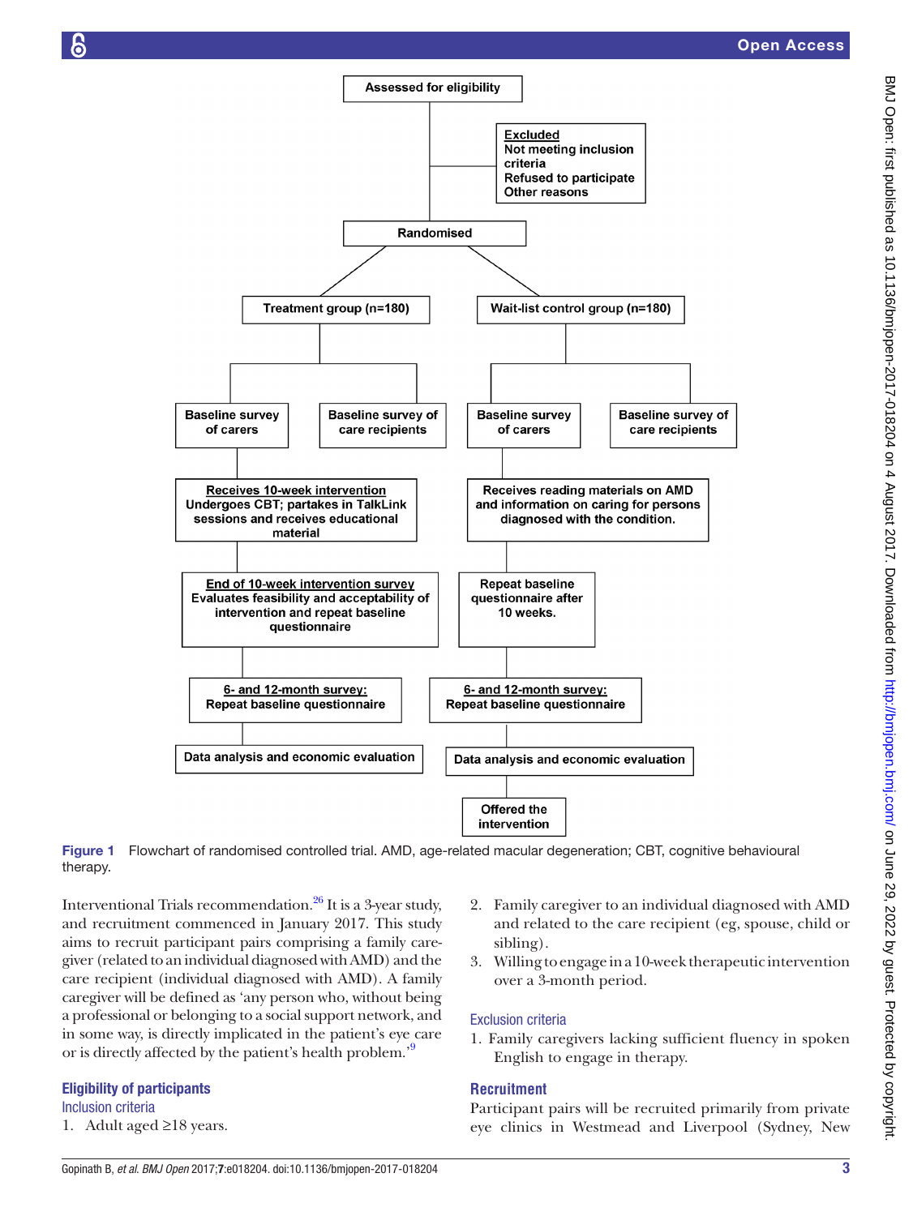Figure 1 Flowchart of randomised controlled trial. AMD, age-related macular degeneration; CBT, cognitive behavioural therapy.

Interventional Trials recommendation.[26] It is a 3-year study, and recruitment commenced in January 2017. This study aims to recruit participant pairs comprising a family caregiver (related to an individual diagnosed with AMD) and the care recipient (individual diagnosed with AMD). A family caregiver will be defined as 'any person who, without being a professional or belonging to a social support network, and in some way, is directly implicated in the patient's eye care or is directly affected by the patient's health problem.'[9]

## Eligibility of participants

### Inclusion criteria

1. Adult aged ≥18 years.
2. Family caregiver to an individual diagnosed with AMD and related to the care recipient (eg, spouse, child or sibling).
3. Willing to engage in a 10-week therapeutic intervention over a 3-month period.

### Exclusion criteria

1. Family caregivers lacking sufficient fluency in spoken English to engage in therapy.

## Recruitment

Participant pairs will be recruited primarily from private eye clinics in Westmead and Liverpool (Sydney, New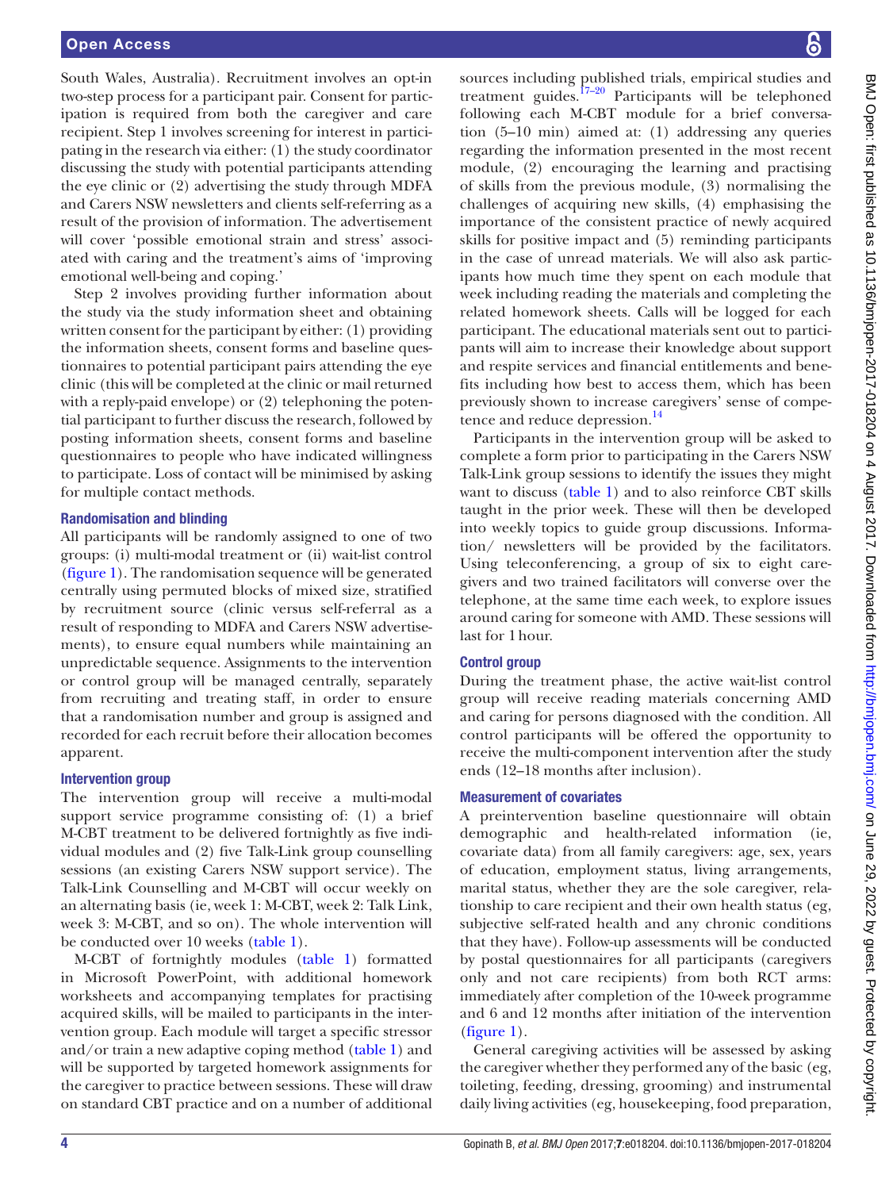South Wales, Australia). Recruitment involves an opt-in two-step process for a participant pair. Consent for participation is required from both the caregiver and care recipient. Step 1 involves screening for interest in participating in the research via either: (1) the study coordinator discussing the study with potential participants attending the eye clinic or (2) advertising the study through MDFA and Carers NSW newsletters and clients self-referring as a result of the provision of information. The advertisement will cover 'possible emotional strain and stress' associated with caring and the treatment's aims of 'improving emotional well-being and coping.'

Step 2 involves providing further information about the study via the study information sheet and obtaining written consent for the participant by either: (1) providing the information sheets, consent forms and baseline questionnaires to potential participant pairs attending the eye clinic (this will be completed at the clinic or mail returned with a reply-paid envelope) or (2) telephoning the potential participant to further discuss the research, followed by posting information sheets, consent forms and baseline questionnaires to people who have indicated willingness to participate. Loss of contact will be minimised by asking for multiple contact methods.

### Randomisation and blinding

All participants will be randomly assigned to one of two groups: (i) multi-modal treatment or (ii) wait-list control (figure 1). The randomisation sequence will be generated centrally using permuted blocks of mixed size, stratified by recruitment source (clinic versus self-referral as a result of responding to MDFA and Carers NSW advertisements), to ensure equal numbers while maintaining an unpredictable sequence. Assignments to the intervention or control group will be managed centrally, separately from recruiting and treating staff, in order to ensure that a randomisation number and group is assigned and recorded for each recruit before their allocation becomes apparent.

### Intervention group

The intervention group will receive a multi-modal support service programme consisting of: (1) a brief M-CBT treatment to be delivered fortnightly as five individual modules and (2) five Talk-Link group counselling sessions (an existing Carers NSW support service). The Talk-Link Counselling and M-CBT will occur weekly on an alternating basis (ie, week 1: M-CBT, week 2: Talk Link, week 3: M-CBT, and so on). The whole intervention will be conducted over 10 weeks (table 1).

M-CBT of fortnightly modules (table 1) formatted in Microsoft PowerPoint, with additional homework worksheets and accompanying templates for practising acquired skills, will be mailed to participants in the intervention group. Each module will target a specific stressor and/or train a new adaptive coping method (table 1) and will be supported by targeted homework assignments for the caregiver to practice between sessions. These will draw on standard CBT practice and on a number of additional sources including published trials, empirical studies and treatment guides.[17–20] Participants will be telephoned following each M-CBT module for a brief conversation (5–10 min) aimed at: (1) addressing any queries regarding the information presented in the most recent module, (2) encouraging the learning and practising of skills from the previous module, (3) normalising the challenges of acquiring new skills, (4) emphasising the importance of the consistent practice of newly acquired skills for positive impact and (5) reminding participants in the case of unread materials. We will also ask participants how much time they spent on each module that week including reading the materials and completing the related homework sheets. Calls will be logged for each participant. The educational materials sent out to participants will aim to increase their knowledge about support and respite services and financial entitlements and benefits including how best to access them, which has been previously shown to increase caregivers' sense of competence and reduce depression.[14]

Participants in the intervention group will be asked to complete a form prior to participating in the Carers NSW Talk-Link group sessions to identify the issues they might want to discuss (table 1) and to also reinforce CBT skills taught in the prior week. These will then be developed into weekly topics to guide group discussions. Information/ newsletters will be provided by the facilitators. Using teleconferencing, a group of six to eight caregivers and two trained facilitators will converse over the telephone, at the same time each week, to explore issues around caring for someone with AMD. These sessions will last for 1 hour.

### Control group

During the treatment phase, the active wait-list control group will receive reading materials concerning AMD and caring for persons diagnosed with the condition. All control participants will be offered the opportunity to receive the multi-component intervention after the study ends (12–18 months after inclusion).

### Measurement of covariates

A preintervention baseline questionnaire will obtain demographic and health-related information (ie, covariate data) from all family caregivers: age, sex, years of education, employment status, living arrangements, marital status, whether they are the sole caregiver, relationship to care recipient and their own health status (eg, subjective self-rated health and any chronic conditions that they have). Follow-up assessments will be conducted by postal questionnaires for all participants (caregivers only and not care recipients) from both RCT arms: immediately after completion of the 10-week programme and 6 and 12 months after initiation of the intervention (figure 1).

General caregiving activities will be assessed by asking the caregiver whether they performed any of the basic (eg, toileting, feeding, dressing, grooming) and instrumental daily living activities (eg, housekeeping, food preparation,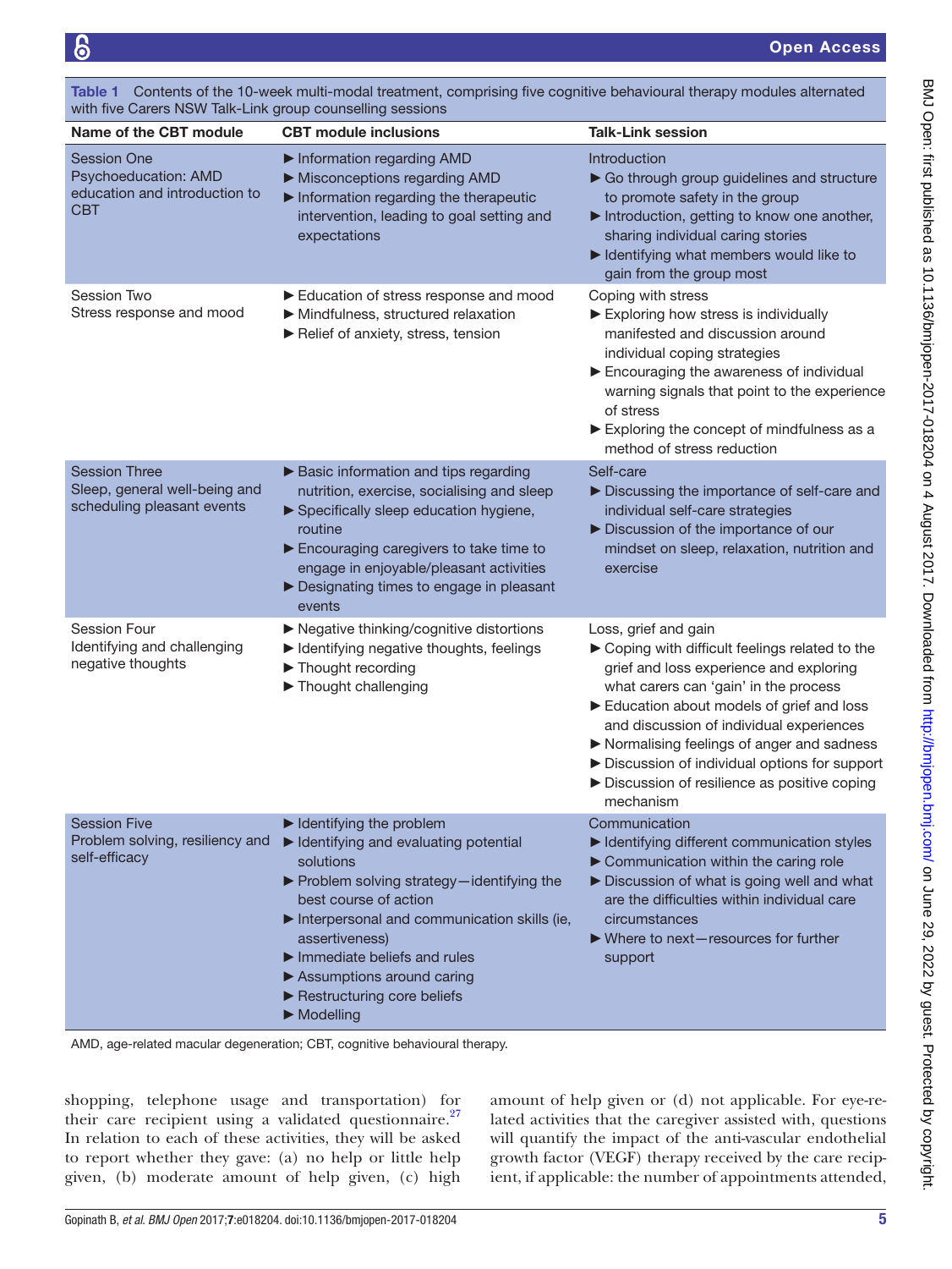**Table 1** Contents of the 10-week multi-modal treatment, comprising five cognitive behavioural therapy modules alternated with five Carers NSW Talk-Link group counselling sessions

| Name of the CBT module | CBT module inclusions | Talk-Link session |
|---|---|---|
| Session One<br>Psychoeducation: AMD education and introduction to CBT | ► Information regarding AMD<br>► Misconceptions regarding AMD<br>► Information regarding the therapeutic intervention, leading to goal setting and expectations | Introduction<br>► Go through group guidelines and structure to promote safety in the group<br>► Introduction, getting to know one another, sharing individual caring stories<br>► Identifying what members would like to gain from the group most |
| Session Two<br>Stress response and mood | ► Education of stress response and mood<br>► Mindfulness, structured relaxation<br>► Relief of anxiety, stress, tension | Coping with stress<br>► Exploring how stress is individually manifested and discussion around individual coping strategies<br>► Encouraging the awareness of individual warning signals that point to the experience of stress<br>► Exploring the concept of mindfulness as a method of stress reduction |
| Session Three<br>Sleep, general well-being and scheduling pleasant events | ► Basic information and tips regarding nutrition, exercise, socialising and sleep<br>► Specifically sleep education hygiene, routine<br>► Encouraging caregivers to take time to engage in enjoyable/pleasant activities<br>► Designating times to engage in pleasant events | Self-care<br>► Discussing the importance of self-care and individual self-care strategies<br>► Discussion of the importance of our mindset on sleep, relaxation, nutrition and exercise |
| Session Four<br>Identifying and challenging negative thoughts | ► Negative thinking/cognitive distortions<br>► Identifying negative thoughts, feelings<br>► Thought recording<br>► Thought challenging | Loss, grief and gain<br>► Coping with difficult feelings related to the grief and loss experience and exploring what carers can 'gain' in the process<br>► Education about models of grief and loss and discussion of individual experiences<br>► Normalising feelings of anger and sadness<br>► Discussion of individual options for support<br>► Discussion of resilience as positive coping mechanism |
| Session Five<br>Problem solving, resiliency and self-efficacy | ► Identifying the problem<br>► Identifying and evaluating potential solutions<br>► Problem solving strategy—identifying the best course of action<br>► Interpersonal and communication skills (ie, assertiveness)<br>► Immediate beliefs and rules<br>► Assumptions around caring<br>► Restructuring core beliefs<br>► Modelling | Communication<br>► Identifying different communication styles<br>► Communication within the caring role<br>► Discussion of what is going well and what are the difficulties within individual care circumstances<br>► Where to next—resources for further support |

AMD, age-related macular degeneration; CBT, cognitive behavioural therapy.

shopping, telephone usage and transportation) for their care recipient using a validated questionnaire.[27] In relation to each of these activities, they will be asked to report whether they gave: (a) no help or little help given, (b) moderate amount of help given, (c) high amount of help given or (d) not applicable. For eye-related activities that the caregiver assisted with, questions will quantify the impact of the anti-vascular endothelial growth factor (VEGF) therapy received by the care recipient, if applicable: the number of appointments attended,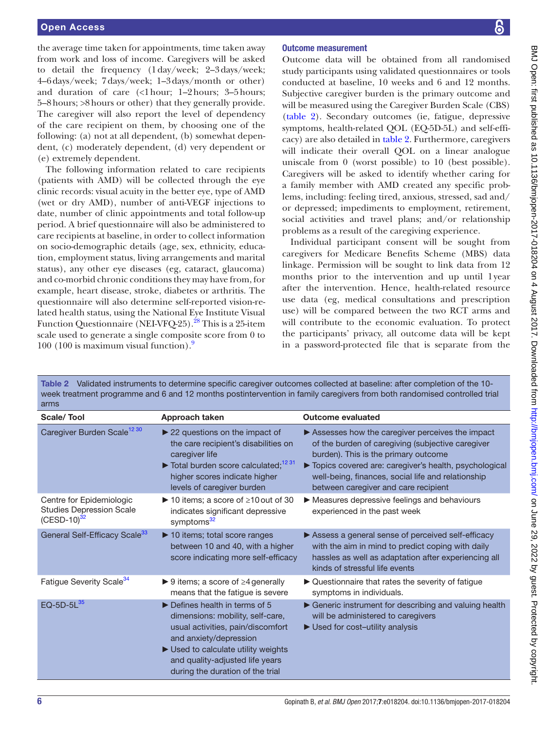the average time taken for appointments, time taken away from work and loss of income. Caregivers will be asked to detail the frequency (1 day/week; 2–3 days/week; 4–6 days/week; 7 days/week; 1–3 days/month or other) and duration of care (<1 hour; 1–2 hours; 3–5 hours; 5–8 hours; >8 hours or other) that they generally provide. The caregiver will also report the level of dependency of the care recipient on them, by choosing one of the following: (a) not at all dependent, (b) somewhat dependent, (c) moderately dependent, (d) very dependent or (e) extremely dependent.

The following information related to care recipients (patients with AMD) will be collected through the eye clinic records: visual acuity in the better eye, type of AMD (wet or dry AMD), number of anti-VEGF injections to date, number of clinic appointments and total follow-up period. A brief questionnaire will also be administered to care recipients at baseline, in order to collect information on socio-demographic details (age, sex, ethnicity, education, employment status, living arrangements and marital status), any other eye diseases (eg, cataract, glaucoma) and co-morbid chronic conditions they may have from, for example, heart disease, stroke, diabetes or arthritis. The questionnaire will also determine self-reported vision-related health status, using the National Eye Institute Visual Function Questionnaire (NEI-VFQ-25).[28] This is a 25-item scale used to generate a single composite score from 0 to 100 (100 is maximum visual function).[9]

### Outcome measurement

Outcome data will be obtained from all randomised study participants using validated questionnaires or tools conducted at baseline, 10 weeks and 6 and 12 months. Subjective caregiver burden is the primary outcome and will be measured using the Caregiver Burden Scale (CBS) (table 2). Secondary outcomes (ie, fatigue, depressive symptoms, health-related QOL (EQ-5D-5L) and self-efficacy) are also detailed in table 2. Furthermore, caregivers will indicate their overall QOL on a linear analogue uniscale from 0 (worst possible) to 10 (best possible). Caregivers will be asked to identify whether caring for a family member with AMD created any specific problems, including: feeling tired, anxious, stressed, sad and/or depressed; impediments to employment, retirement, social activities and travel plans; and/or relationship problems as a result of the caregiving experience.

Individual participant consent will be sought from caregivers for Medicare Benefits Scheme (MBS) data linkage. Permission will be sought to link data from 12 months prior to the intervention and up until 1 year after the intervention. Hence, health-related resource use data (eg, medical consultations and prescription use) will be compared between the two RCT arms and will contribute to the economic evaluation. To protect the participants' privacy, all outcome data will be kept in a password-protected file that is separate from the

**Table 2** Validated instruments to determine specific caregiver outcomes collected at baseline: after completion of the 10-week treatment programme and 6 and 12 months postintervention in family caregivers from both randomised controlled trial arms

| Scale/ Tool | Approach taken | Outcome evaluated |
|---|---|---|
| Caregiver Burden Scale[12,30] | ► 22 questions on the impact of the care recipient's disabilities on caregiver life<br>► Total burden score calculated;[12,31] higher scores indicate higher levels of caregiver burden | ► Assesses how the caregiver perceives the impact of the burden of caregiving (subjective caregiver burden). This is the primary outcome<br>► Topics covered are: caregiver's health, psychological well-being, finances, social life and relationship between caregiver and care recipient |
| Centre for Epidemiologic Studies Depression Scale (CESD-10)[32] | ► 10 items; a score of ≥10 out of 30 indicates significant depressive symptoms[32] | ► Measures depressive feelings and behaviours experienced in the past week |
| General Self-Efficacy Scale[33] | ► 10 items; total score ranges between 10 and 40, with a higher score indicating more self-efficacy | ► Assess a general sense of perceived self-efficacy with the aim in mind to predict coping with daily hassles as well as adaptation after experiencing all kinds of stressful life events |
| Fatigue Severity Scale[34] | ► 9 items; a score of ≥4 generally means that the fatigue is severe | ► Questionnaire that rates the severity of fatigue symptoms in individuals. |
| EQ-5D-5L[35] | ► Defines health in terms of 5 dimensions: mobility, self-care, usual activities, pain/discomfort and anxiety/depression<br>► Used to calculate utility weights and quality-adjusted life years during the duration of the trial | ► Generic instrument for describing and valuing health will be administered to caregivers<br>► Used for cost–utility analysis |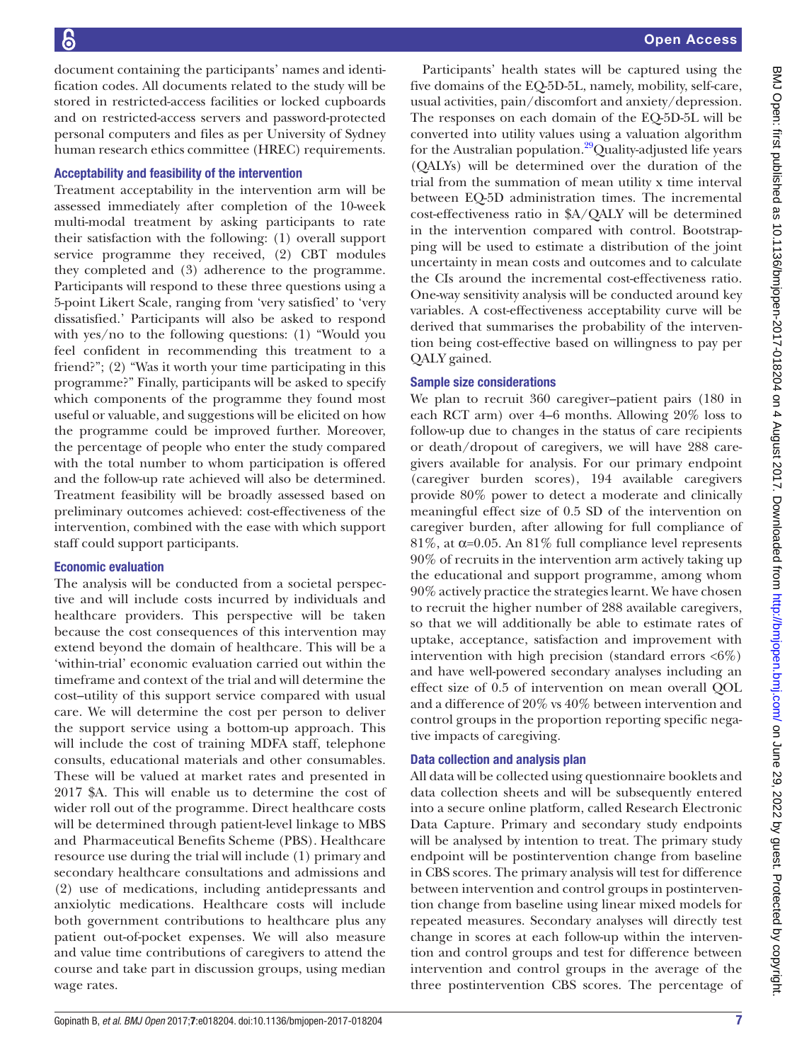document containing the participants' names and identification codes. All documents related to the study will be stored in restricted-access facilities or locked cupboards and on restricted-access servers and password-protected personal computers and files as per University of Sydney human research ethics committee (HREC) requirements.

### Acceptability and feasibility of the intervention

Treatment acceptability in the intervention arm will be assessed immediately after completion of the 10-week multi-modal treatment by asking participants to rate their satisfaction with the following: (1) overall support service programme they received, (2) CBT modules they completed and (3) adherence to the programme. Participants will respond to these three questions using a 5-point Likert Scale, ranging from 'very satisfied' to 'very dissatisfied.' Participants will also be asked to respond with yes/no to the following questions: (1) "Would you feel confident in recommending this treatment to a friend?"; (2) "Was it worth your time participating in this programme?" Finally, participants will be asked to specify which components of the programme they found most useful or valuable, and suggestions will be elicited on how the programme could be improved further. Moreover, the percentage of people who enter the study compared with the total number to whom participation is offered and the follow-up rate achieved will also be determined. Treatment feasibility will be broadly assessed based on preliminary outcomes achieved: cost-effectiveness of the intervention, combined with the ease with which support staff could support participants.

### Economic evaluation

The analysis will be conducted from a societal perspective and will include costs incurred by individuals and healthcare providers. This perspective will be taken because the cost consequences of this intervention may extend beyond the domain of healthcare. This will be a 'within-trial' economic evaluation carried out within the timeframe and context of the trial and will determine the cost–utility of this support service compared with usual care. We will determine the cost per person to deliver the support service using a bottom-up approach. This will include the cost of training MDFA staff, telephone consults, educational materials and other consumables. These will be valued at market rates and presented in 2017 \$A. This will enable us to determine the cost of wider roll out of the programme. Direct healthcare costs will be determined through patient-level linkage to MBS and Pharmaceutical Benefits Scheme (PBS). Healthcare resource use during the trial will include (1) primary and secondary healthcare consultations and admissions and (2) use of medications, including antidepressants and anxiolytic medications. Healthcare costs will include both government contributions to healthcare plus any patient out-of-pocket expenses. We will also measure and value time contributions of caregivers to attend the course and take part in discussion groups, using median wage rates.

Participants' health states will be captured using the five domains of the EQ-5D-5L, namely, mobility, self-care, usual activities, pain/discomfort and anxiety/depression. The responses on each domain of the EQ-5D-5L will be converted into utility values using a valuation algorithm for the Australian population.[29] Quality-adjusted life years (QALYs) will be determined over the duration of the trial from the summation of mean utility x time interval between EQ-5D administration times. The incremental cost-effectiveness ratio in \$A/QALY will be determined in the intervention compared with control. Bootstrapping will be used to estimate a distribution of the joint uncertainty in mean costs and outcomes and to calculate the CIs around the incremental cost-effectiveness ratio. One-way sensitivity analysis will be conducted around key variables. A cost-effectiveness acceptability curve will be derived that summarises the probability of the intervention being cost-effective based on willingness to pay per QALY gained.

### Sample size considerations

We plan to recruit 360 caregiver–patient pairs (180 in each RCT arm) over 4–6 months. Allowing 20% loss to follow-up due to changes in the status of care recipients or death/dropout of caregivers, we will have 288 caregivers available for analysis. For our primary endpoint (caregiver burden scores), 194 available caregivers provide 80% power to detect a moderate and clinically meaningful effect size of 0.5 SD of the intervention on caregiver burden, after allowing for full compliance of 81%, at $\alpha$=0.05. An 81% full compliance level represents 90% of recruits in the intervention arm actively taking up the educational and support programme, among whom 90% actively practice the strategies learnt. We have chosen to recruit the higher number of 288 available caregivers, so that we will additionally be able to estimate rates of uptake, acceptance, satisfaction and improvement with intervention with high precision (standard errors <6%) and have well-powered secondary analyses including an effect size of 0.5 of intervention on mean overall QOL and a difference of 20% vs 40% between intervention and control groups in the proportion reporting specific negative impacts of caregiving.

### Data collection and analysis plan

All data will be collected using questionnaire booklets and data collection sheets and will be subsequently entered into a secure online platform, called Research Electronic Data Capture. Primary and secondary study endpoints will be analysed by intention to treat. The primary study endpoint will be postintervention change from baseline in CBS scores. The primary analysis will test for difference between intervention and control groups in postintervention change from baseline using linear mixed models for repeated measures. Secondary analyses will directly test change in scores at each follow-up within the intervention and control groups and test for difference between intervention and control groups in the average of the three postintervention CBS scores. The percentage of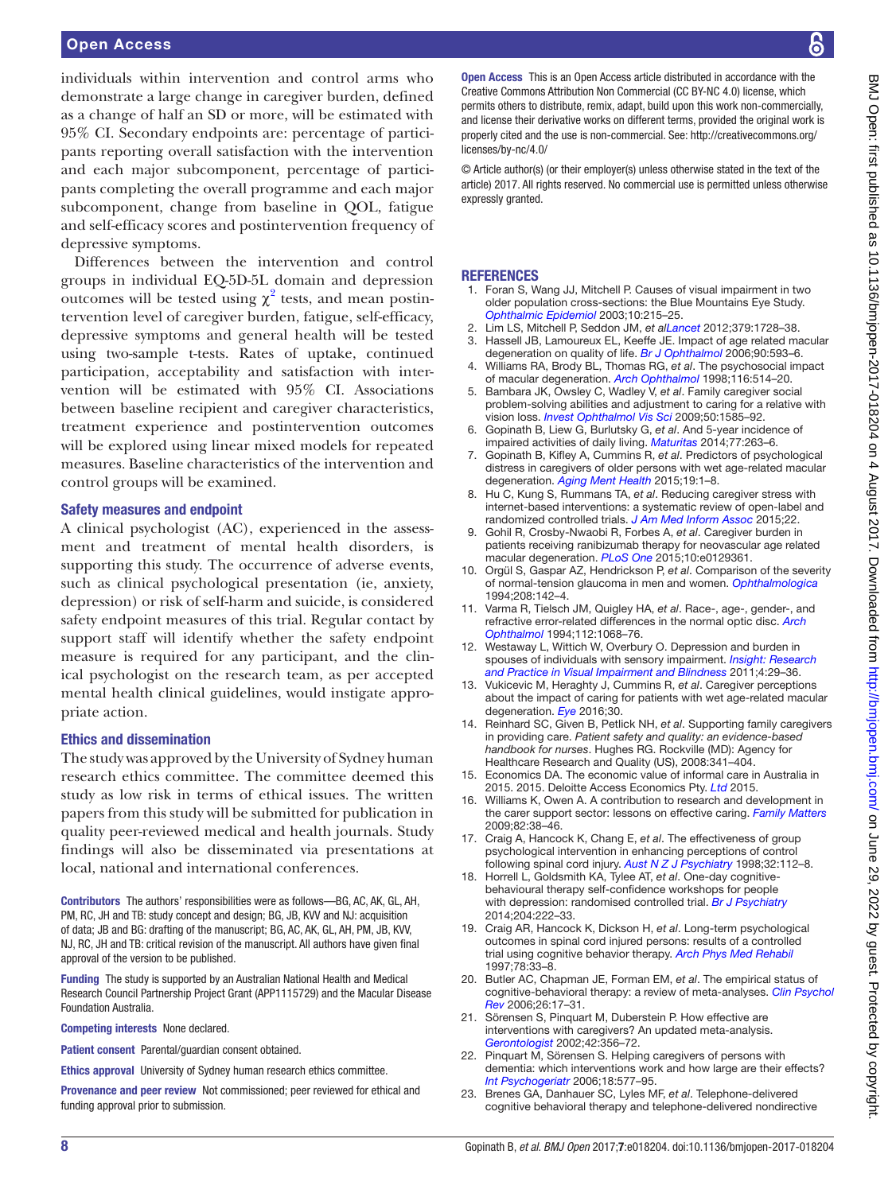individuals within intervention and control arms who demonstrate a large change in caregiver burden, defined as a change of half an SD or more, will be estimated with 95% CI. Secondary endpoints are: percentage of participants reporting overall satisfaction with the intervention and each major subcomponent, percentage of participants completing the overall programme and each major subcomponent, change from baseline in QOL, fatigue and self-efficacy scores and postintervention frequency of depressive symptoms.

Differences between the intervention and control groups in individual EQ-5D-5L domain and depression outcomes will be tested using $\chi^2$ tests, and mean postintervention level of caregiver burden, fatigue, self-efficacy, depressive symptoms and general health will be tested using two-sample t-tests. Rates of uptake, continued participation, acceptability and satisfaction with intervention will be estimated with 95% CI. Associations between baseline recipient and caregiver characteristics, treatment experience and postintervention outcomes will be explored using linear mixed models for repeated measures. Baseline characteristics of the intervention and control groups will be examined.

## Safety measures and endpoint

A clinical psychologist (AC), experienced in the assessment and treatment of mental health disorders, is supporting this study. The occurrence of adverse events, such as clinical psychological presentation (ie, anxiety, depression) or risk of self-harm and suicide, is considered safety endpoint measures of this trial. Regular contact by support staff will identify whether the safety endpoint measure is required for any participant, and the clinical psychologist on the research team, as per accepted mental health clinical guidelines, would instigate appropriate action.

## Ethics and dissemination

The study was approved by the University of Sydney human research ethics committee. The committee deemed this study as low risk in terms of ethical issues. The written papers from this study will be submitted for publication in quality peer-reviewed medical and health journals. Study findings will also be disseminated via presentations at local, national and international conferences.

**Contributors** The authors' responsibilities were as follows—BG, AC, AK, GL, AH, PM, RC, JH and TB: study concept and design; BG, JB, KVV and NJ: acquisition of data; JB and BG: drafting of the manuscript; BG, AC, AK, GL, AH, PM, JB, KVV, NJ, RC, JH and TB: critical revision of the manuscript. All authors have given final approval of the version to be published.

**Funding** The study is supported by an Australian National Health and Medical Research Council Partnership Project Grant (APP1115729) and the Macular Disease Foundation Australia.

**Competing interests** None declared.

**Patient consent** Parental/guardian consent obtained.

**Ethics approval** University of Sydney human research ethics committee.

**Provenance and peer review** Not commissioned; peer reviewed for ethical and funding approval prior to submission.

**Open Access** This is an Open Access article distributed in accordance with the Creative Commons Attribution Non Commercial (CC BY-NC 4.0) license, which permits others to distribute, remix, adapt, build upon this work non-commercially, and license their derivative works on different terms, provided the original work is properly cited and the use is non-commercial. See: http://creativecommons.org/licenses/by-nc/4.0/

© Article author(s) (or their employer(s) unless otherwise stated in the text of the article) 2017. All rights reserved. No commercial use is permitted unless otherwise expressly granted.

## REFERENCES

1. Foran S, Wang JJ, Mitchell P. Causes of visual impairment in two older population cross-sections: the Blue Mountains Eye Study. *Ophthalmic Epidemiol* 2003;10:215–25.
2. Lim LS, Mitchell P, Seddon JM, *et al* *Lancet* 2012;379:1728–38.
3. Hassell JB, Lamoureux EL, Keeffe JE. Impact of age related macular degeneration on quality of life. *Br J Ophthalmol* 2006;90:593–6.
4. Williams RA, Brody BL, Thomas RG, *et al*. The psychosocial impact of macular degeneration. *Arch Ophthalmol* 1998;116:514–20.
5. Bambara JK, Owsley C, Wadley V, *et al*. Family caregiver social problem-solving abilities and adjustment to caring for a relative with vision loss. *Invest Ophthalmol Vis Sci* 2009;50:1585–92.
6. Gopinath B, Liew G, Burlutsky G, *et al*. And 5-year incidence of impaired activities of daily living. *Maturitas* 2014;77:263–6.
7. Gopinath B, Kifley A, Cummins R, *et al*. Predictors of psychological distress in caregivers of older persons with wet age-related macular degeneration. *Aging Ment Health* 2015;19:1–8.
8. Hu C, Kung S, Rummans TA, *et al*. Reducing caregiver stress with internet-based interventions: a systematic review of open-label and randomized controlled trials. *J Am Med Inform Assoc* 2015;22.
9. Gohil R, Crosby-Nwaobi R, Forbes A, *et al*. Caregiver burden in patients receiving ranibizumab therapy for neovascular age related macular degeneration. *PLoS One* 2015;10:e0129361.
10. Orgül S, Gaspar AZ, Hendrickson P, *et al*. Comparison of the severity of normal-tension glaucoma in men and women. *Ophthalmologica* 1994;208:142–4.
11. Varma R, Tielsch JM, Quigley HA, *et al*. Race-, age-, gender-, and refractive error-related differences in the normal optic disc. *Arch Ophthalmol* 1994;112:1068–76.
12. Westaway L, Wittich W, Overbury O. Depression and burden in spouses of individuals with sensory impairment. *Insight: Research and Practice in Visual Impairment and Blindness* 2011;4:29–36.
13. Vukicevic M, Heraghty J, Cummins R, *et al*. Caregiver perceptions about the impact of caring for patients with wet age-related macular degeneration. *Eye* 2016;30.
14. Reinhard SC, Given B, Petlick NH, *et al*. Supporting family caregivers in providing care. *Patient safety and quality: an evidence-based handbook for nurses*. Hughes RG. Rockville (MD): Agency for Healthcare Research and Quality (US), 2008:341–404.
15. Economics DA. The economic value of informal care in Australia in 2015. 2015. Deloitte Access Economics Pty. *Ltd* 2015.
16. Williams K, Owen A. A contribution to research and development in the carer support sector: lessons on effective caring. *Family Matters* 2009;82:38–46.
17. Craig A, Hancock K, Chang E, *et al*. The effectiveness of group psychological intervention in enhancing perceptions of control following spinal cord injury. *Aust N Z J Psychiatry* 1998;32:112–8.
18. Horrell L, Goldsmith KA, Tylee AT, *et al*. One-day cognitive-behavioural therapy self-confidence workshops for people with depression: randomised controlled trial. *Br J Psychiatry* 2014;204:222–33.
19. Craig AR, Hancock K, Dickson H, *et al*. Long-term psychological outcomes in spinal cord injured persons: results of a controlled trial using cognitive behavior therapy. *Arch Phys Med Rehabil* 1997;78:33–8.
20. Butler AC, Chapman JE, Forman EM, *et al*. The empirical status of cognitive-behavioral therapy: a review of meta-analyses. *Clin Psychol Rev* 2006;26:17–31.
21. Sörensen S, Pinquart M, Duberstein P. How effective are interventions with caregivers? An updated meta-analysis. *Gerontologist* 2002;42:356–72.
22. Pinquart M, Sörensen S. Helping caregivers of persons with dementia: which interventions work and how large are their effects? *Int Psychogeriatr* 2006;18:577–95.
23. Brenes GA, Danhauer SC, Lyles MF, *et al*. Telephone-delivered cognitive behavioral therapy and telephone-delivered nondirective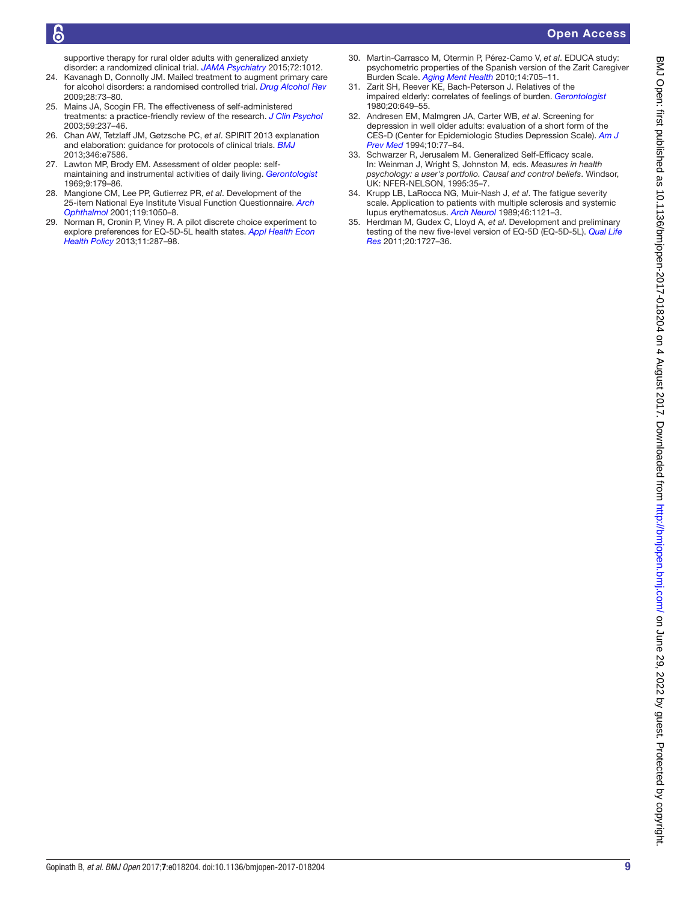supportive therapy for rural older adults with generalized anxiety disorder: a randomized clinical trial. *JAMA Psychiatry* 2015;72:1012.

24. Kavanagh D, Connolly JM. Mailed treatment to augment primary care for alcohol disorders: a randomised controlled trial. *Drug Alcohol Rev* 2009;28:73–80.
25. Mains JA, Scogin FR. The effectiveness of self-administered treatments: a practice-friendly review of the research. *J Clin Psychol* 2003;59:237–46.
26. Chan AW, Tetzlaff JM, Gøtzsche PC, *et al*. SPIRIT 2013 explanation and elaboration: guidance for protocols of clinical trials. *BMJ* 2013;346:e7586.
27. Lawton MP, Brody EM. Assessment of older people: self-maintaining and instrumental activities of daily living. *Gerontologist* 1969;9:179–86.
28. Mangione CM, Lee PP, Gutierrez PR, *et al*. Development of the 25-item National Eye Institute Visual Function Questionnaire. *Arch Ophthalmol* 2001;119:1050–8.
29. Norman R, Cronin P, Viney R. A pilot discrete choice experiment to explore preferences for EQ-5D-5L health states. *Appl Health Econ Health Policy* 2013;11:287–98.
30. Martin-Carrasco M, Otermin P, Pérez-Camo V, *et al*. EDUCA study: psychometric properties of the Spanish version of the Zarit Caregiver Burden Scale. *Aging Ment Health* 2010;14:705–11.
31. Zarit SH, Reever KE, Bach-Peterson J. Relatives of the impaired elderly: correlates of feelings of burden. *Gerontologist* 1980;20:649–55.
32. Andresen EM, Malmgren JA, Carter WB, *et al*. Screening for depression in well older adults: evaluation of a short form of the CES-D (Center for Epidemiologic Studies Depression Scale). *Am J Prev Med* 1994;10:77–84.
33. Schwarzer R, Jerusalem M. Generalized Self-Efficacy scale. In: Weinman J, Wright S, Johnston M, eds. *Measures in health psychology: a user's portfolio. Causal and control beliefs*. Windsor, UK: NFER-NELSON, 1995:35–7.
34. Krupp LB, LaRocca NG, Muir-Nash J, *et al*. The fatigue severity scale. Application to patients with multiple sclerosis and systemic lupus erythematosus. *Arch Neurol* 1989;46:1121–3.
35. Herdman M, Gudex C, Lloyd A, *et al*. Development and preliminary testing of the new five-level version of EQ-5D (EQ-5D-5L). *Qual Life Res* 2011;20:1727–36.